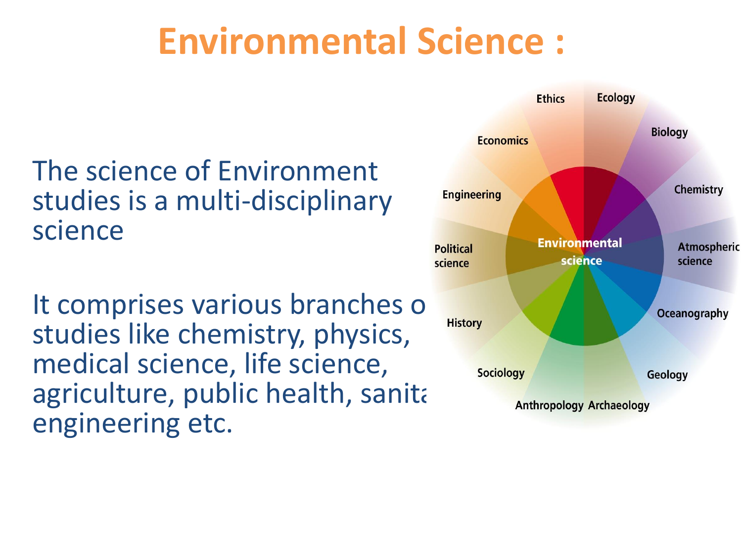# Environmental Science :

The science of Environment studies is a multi-disciplinary science

It comprises various branches o studies like chemistry, physics, medical science, life science, agriculture, public health, sanita engineering etc.

Ethics
Ecology
Biology
Chemistry
Atmospheric science
Oceanography
Geology
Archaeology
Anthropology
Sociology
History
Political science
Engineering
Economics
Environmental science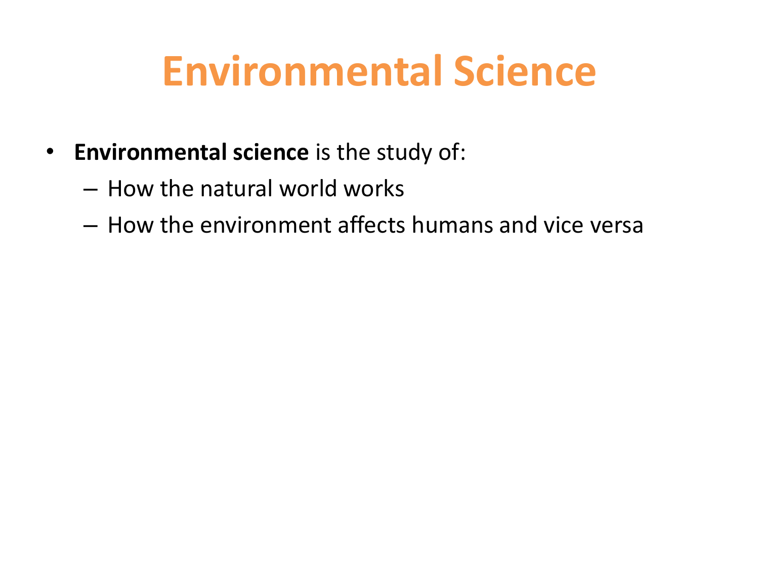# Environmental Science

- **Environmental science** is the study of:
  - How the natural world works
  - How the environment affects humans and vice versa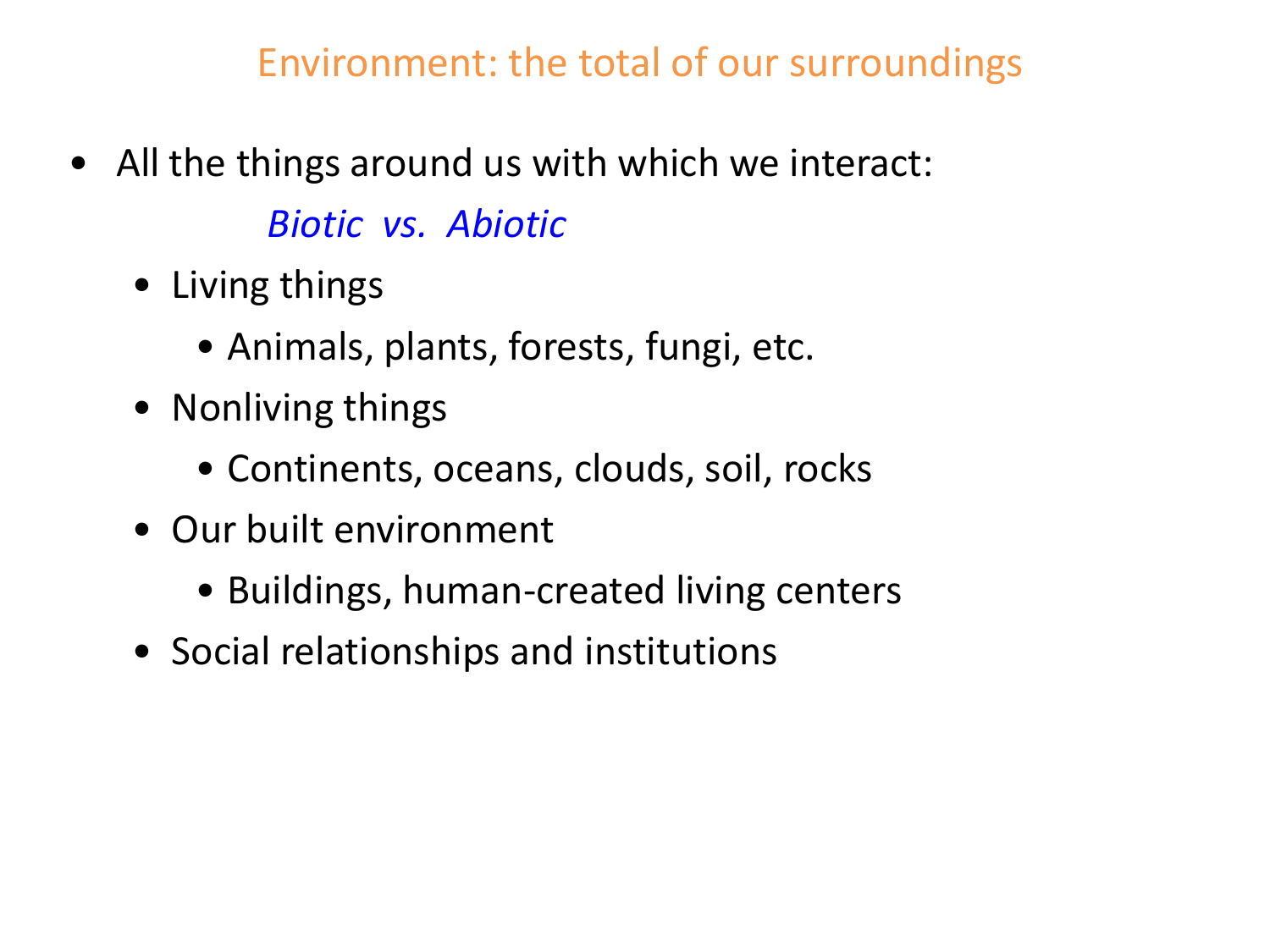# Environment: the total of our surroundings

- All the things around us with which we interact:

  *Biotic vs. Abiotic*

  - Living things
    - Animals, plants, forests, fungi, etc.
  - Nonliving things
    - Continents, oceans, clouds, soil, rocks
  - Our built environment
    - Buildings, human-created living centers
  - Social relationships and institutions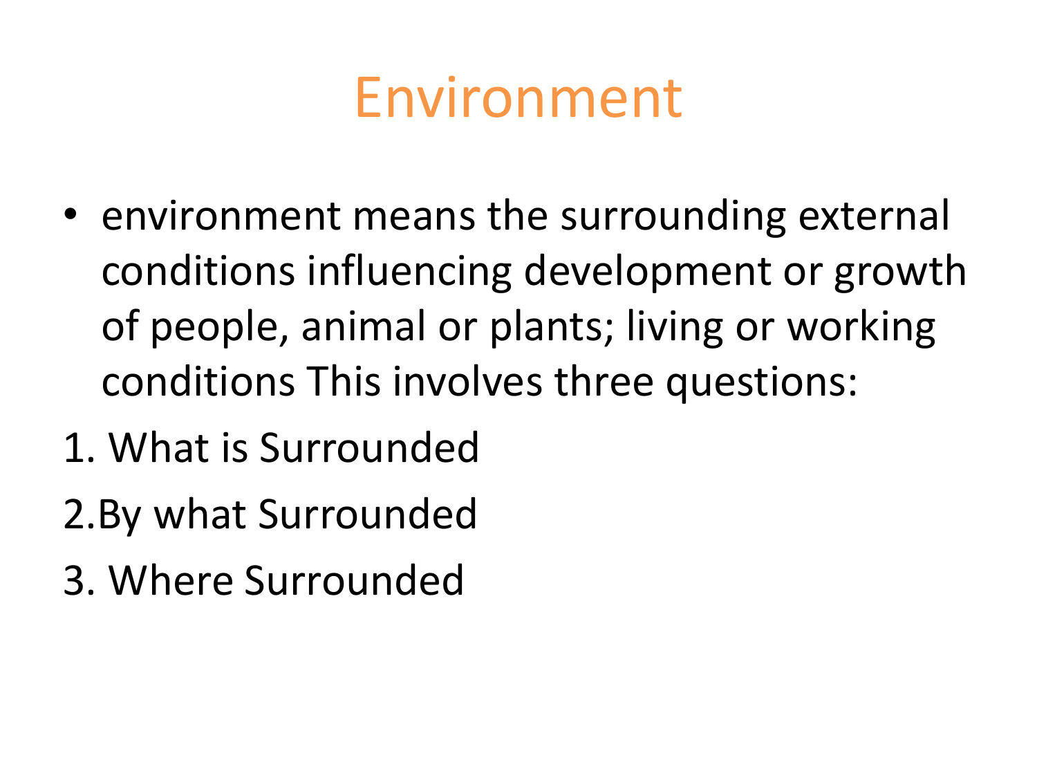# Environment

- environment means the surrounding external conditions influencing development or growth of people, animal or plants; living or working conditions This involves three questions:

1. What is Surrounded
2. By what Surrounded
3. Where Surrounded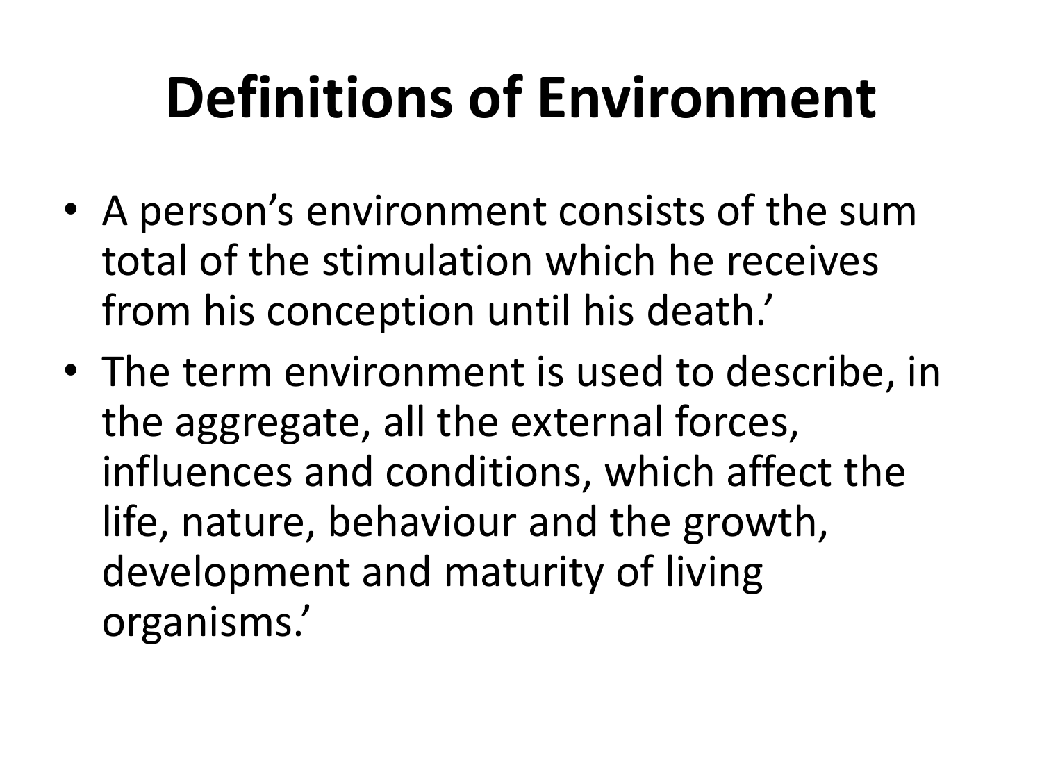# Definitions of Environment

- A person's environment consists of the sum total of the stimulation which he receives from his conception until his death.'
- The term environment is used to describe, in the aggregate, all the external forces, influences and conditions, which affect the life, nature, behaviour and the growth, development and maturity of living organisms.'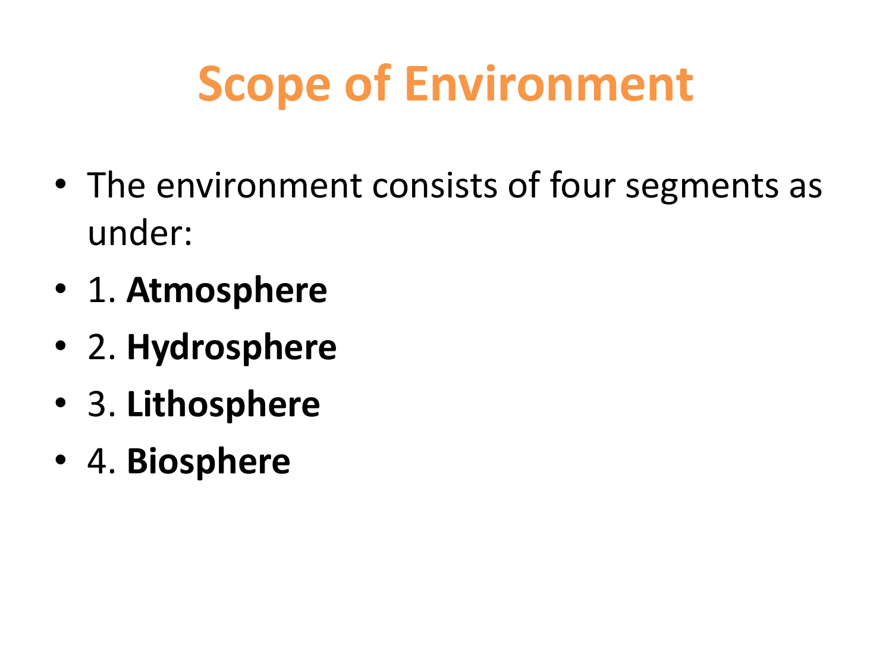# Scope of Environment

- The environment consists of four segments as under:
- 1. **Atmosphere**
- 2. **Hydrosphere**
- 3. **Lithosphere**
- 4. **Biosphere**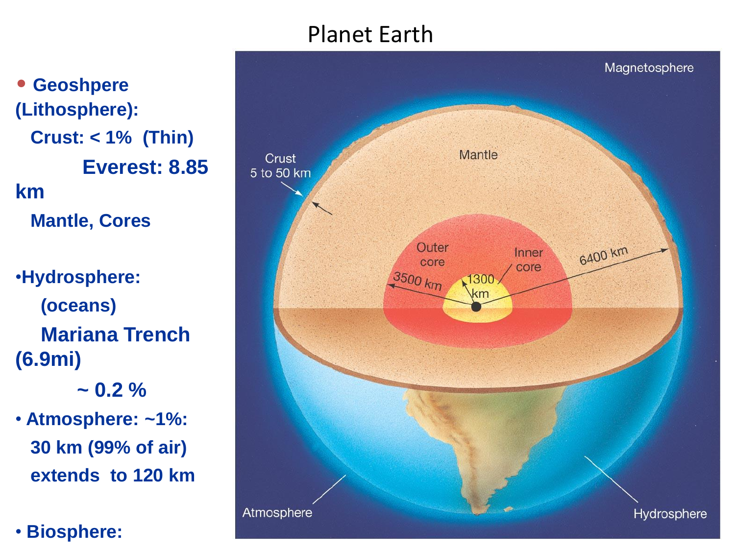# Planet Earth

- **Geoshpere (Lithosphere):**
  - **Crust: < 1% (Thin)**
    - **Everest: 8.85 km**
  - **Mantle, Cores**

- **Hydrosphere:**
  - **(oceans)**
  - **Mariana Trench (6.9mi)**
    - **~ 0.2 %**

- **Atmosphere: ~1%:**
  - **30 km (99% of air)**
  - **extends to 120 km**

- **Biosphere:**

Magnetosphere

Crust 5 to 50 km

Mantle

Outer core

Inner core

3500 km

1300 km

6400 km

Atmosphere

Hydrosphere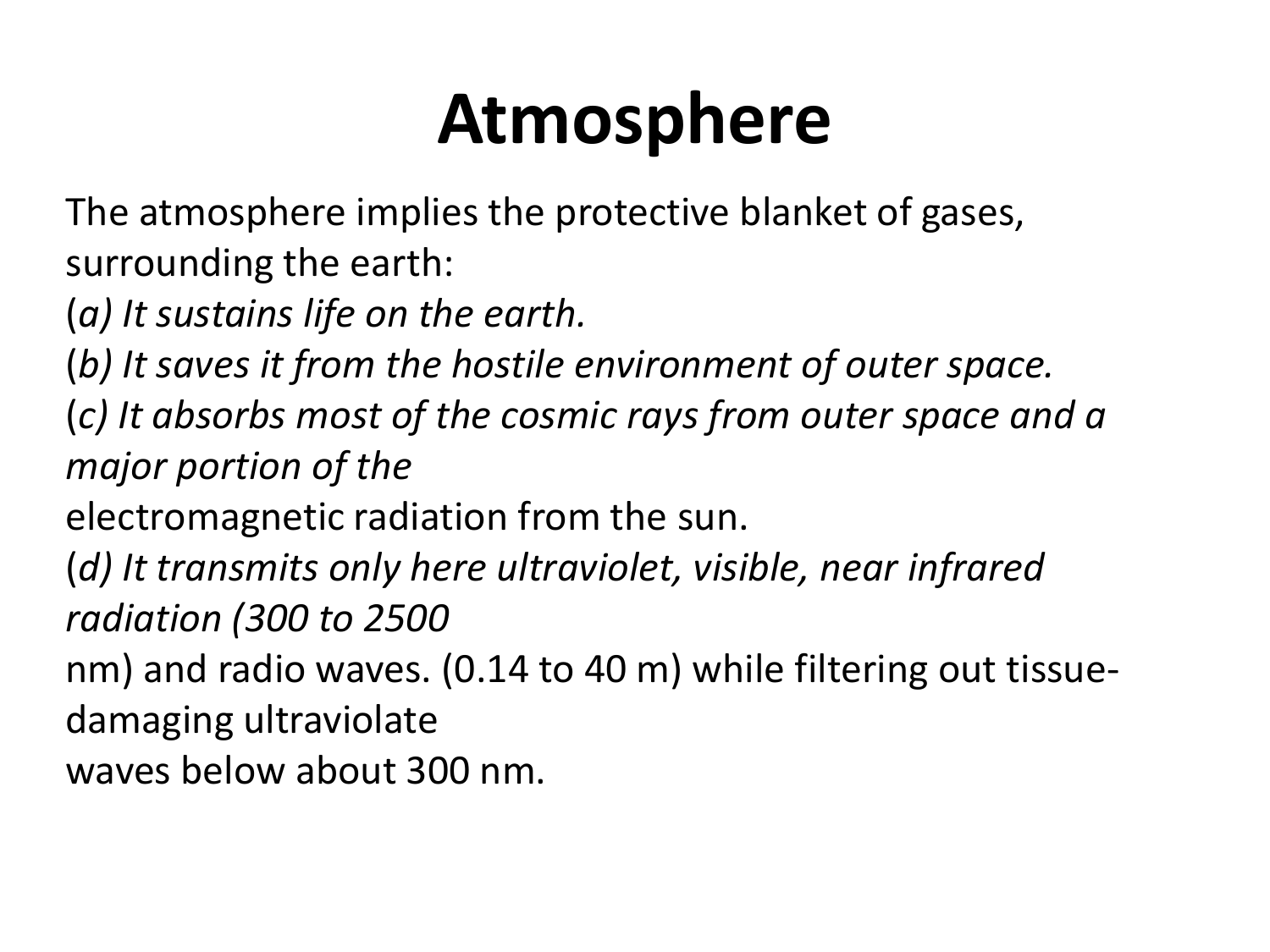# Atmosphere

The atmosphere implies the protective blanket of gases, surrounding the earth:

(*a) It sustains life on the earth.*

(*b) It saves it from the hostile environment of outer space.*

(*c) It absorbs most of the cosmic rays from outer space and a major portion of the* electromagnetic radiation from the sun.

(*d) It transmits only here ultraviolet, visible, near infrared radiation (300 to 2500* nm) and radio waves. (0.14 to 40 m) while filtering out tissue-damaging ultraviolate waves below about 300 nm.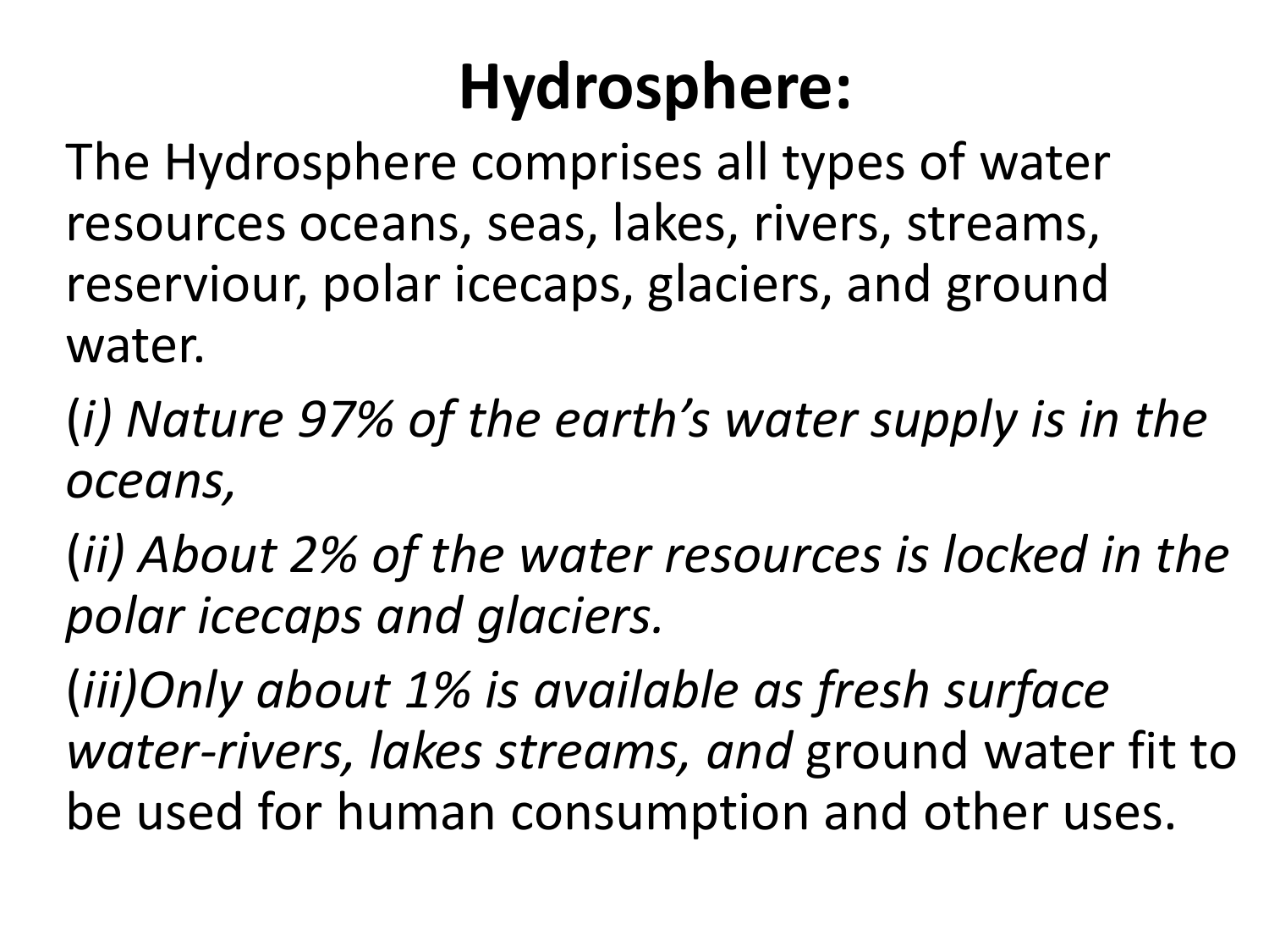# Hydrosphere:

The Hydrosphere comprises all types of water resources oceans, seas, lakes, rivers, streams, reserviour, polar icecaps, glaciers, and ground water.

(*i) Nature 97% of the earth's water supply is in the oceans,*

(*ii) About 2% of the water resources is locked in the polar icecaps and glaciers.*

(*iii)Only about 1% is available as fresh surface water-rivers, lakes streams, and* ground water fit to be used for human consumption and other uses.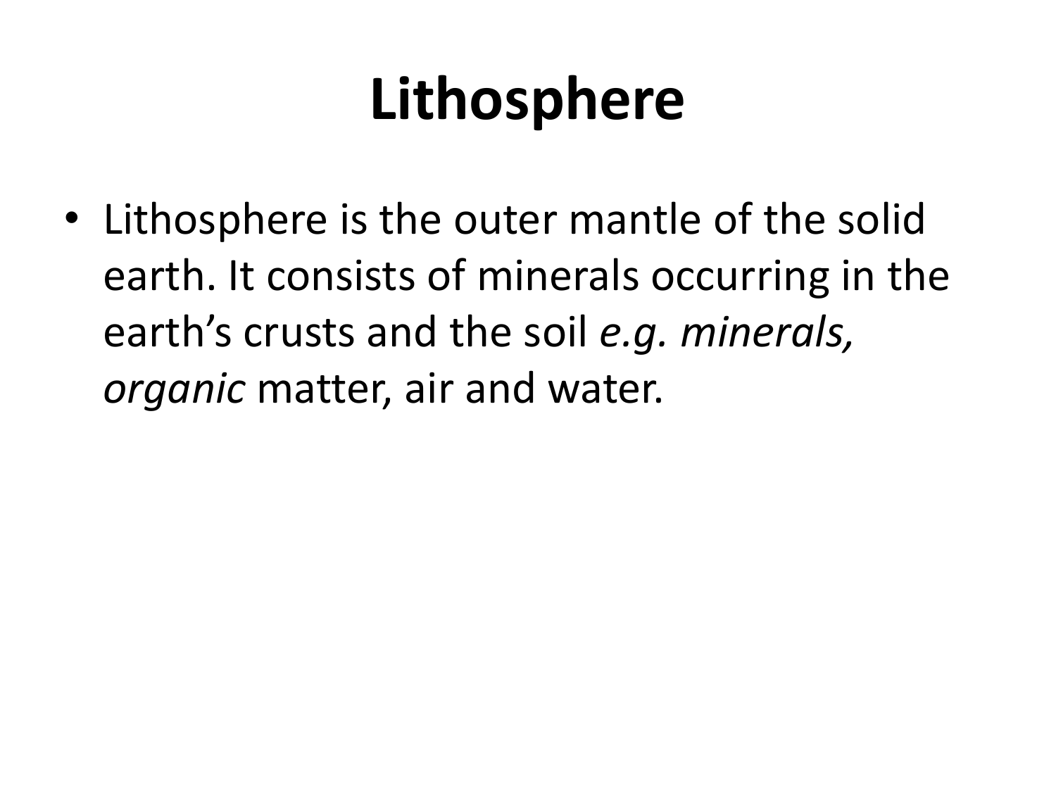# Lithosphere

- Lithosphere is the outer mantle of the solid earth. It consists of minerals occurring in the earth's crusts and the soil *e.g. minerals, organic* matter, air and water.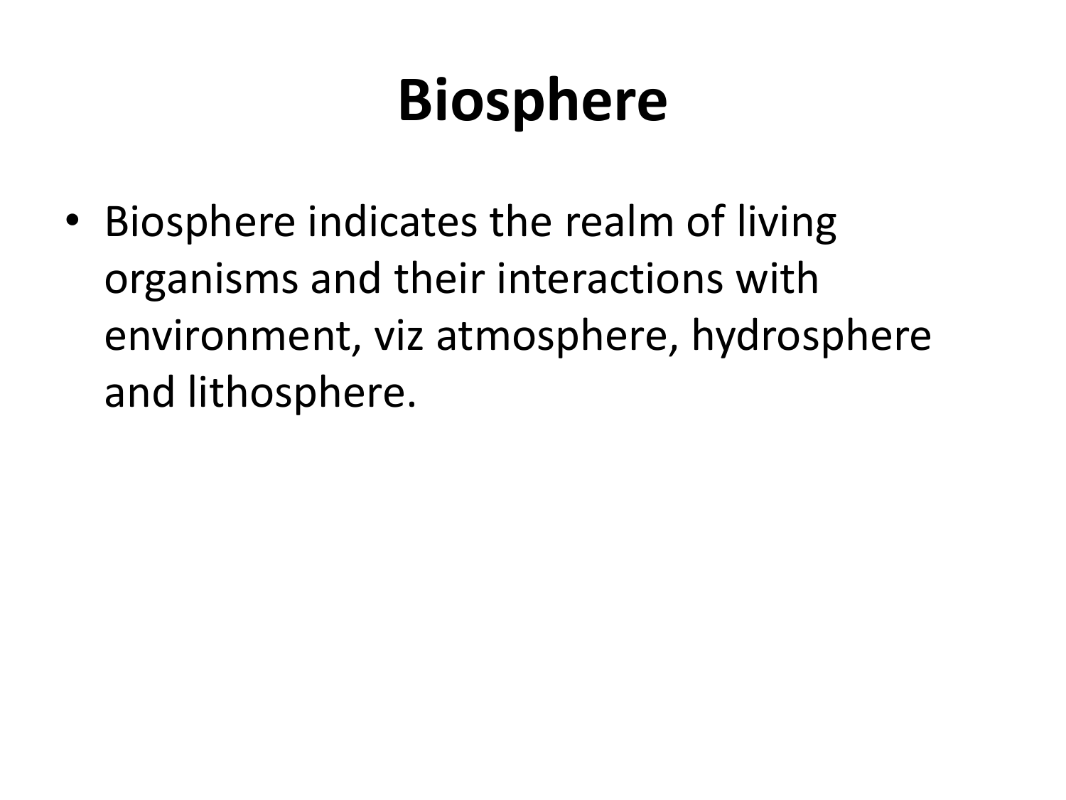# Biosphere

- Biosphere indicates the realm of living organisms and their interactions with environment, viz atmosphere, hydrosphere and lithosphere.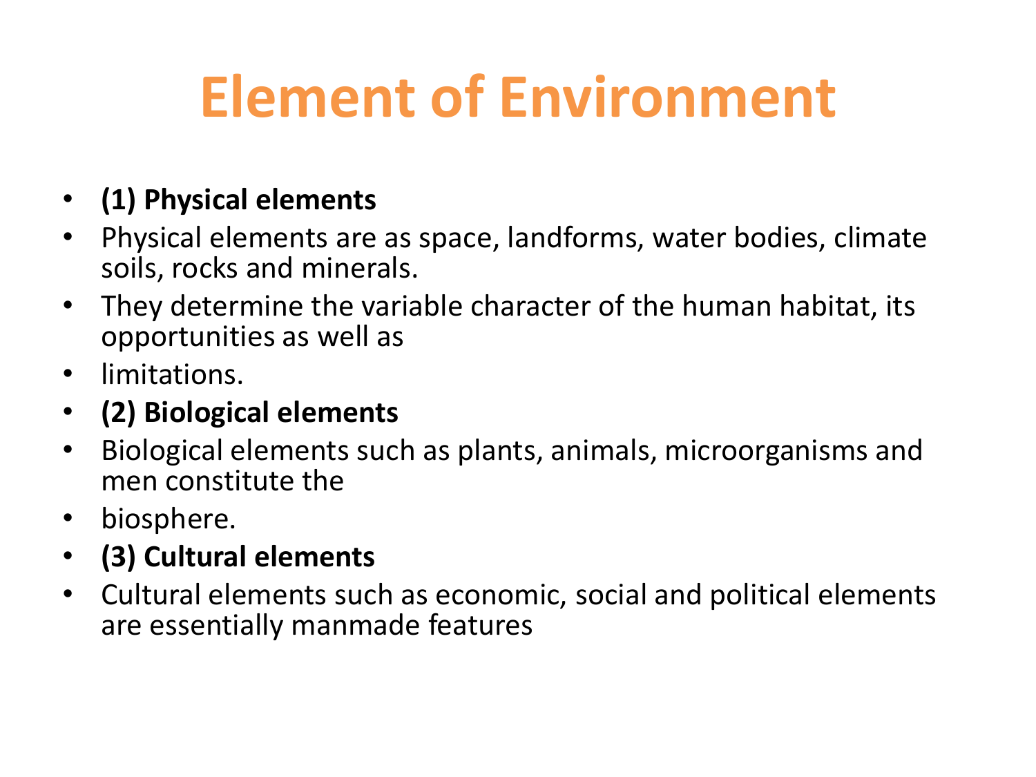# Element of Environment

- **(1) Physical elements**
- Physical elements are as space, landforms, water bodies, climate soils, rocks and minerals.
- They determine the variable character of the human habitat, its opportunities as well as
- limitations.
- **(2) Biological elements**
- Biological elements such as plants, animals, microorganisms and men constitute the
- biosphere.
- **(3) Cultural elements**
- Cultural elements such as economic, social and political elements are essentially manmade features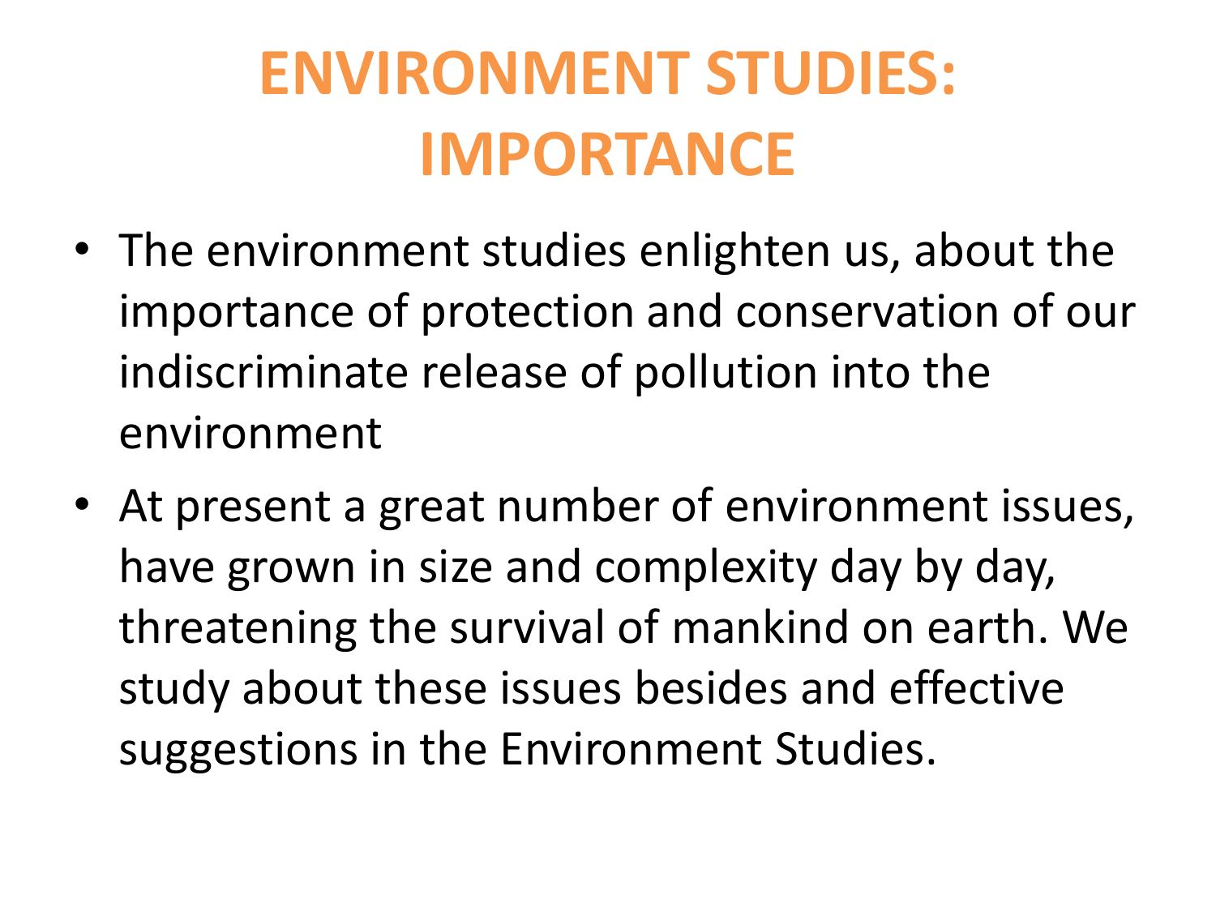# ENVIRONMENT STUDIES: IMPORTANCE

- The environment studies enlighten us, about the importance of protection and conservation of our indiscriminate release of pollution into the environment
- At present a great number of environment issues, have grown in size and complexity day by day, threatening the survival of mankind on earth. We study about these issues besides and effective suggestions in the Environment Studies.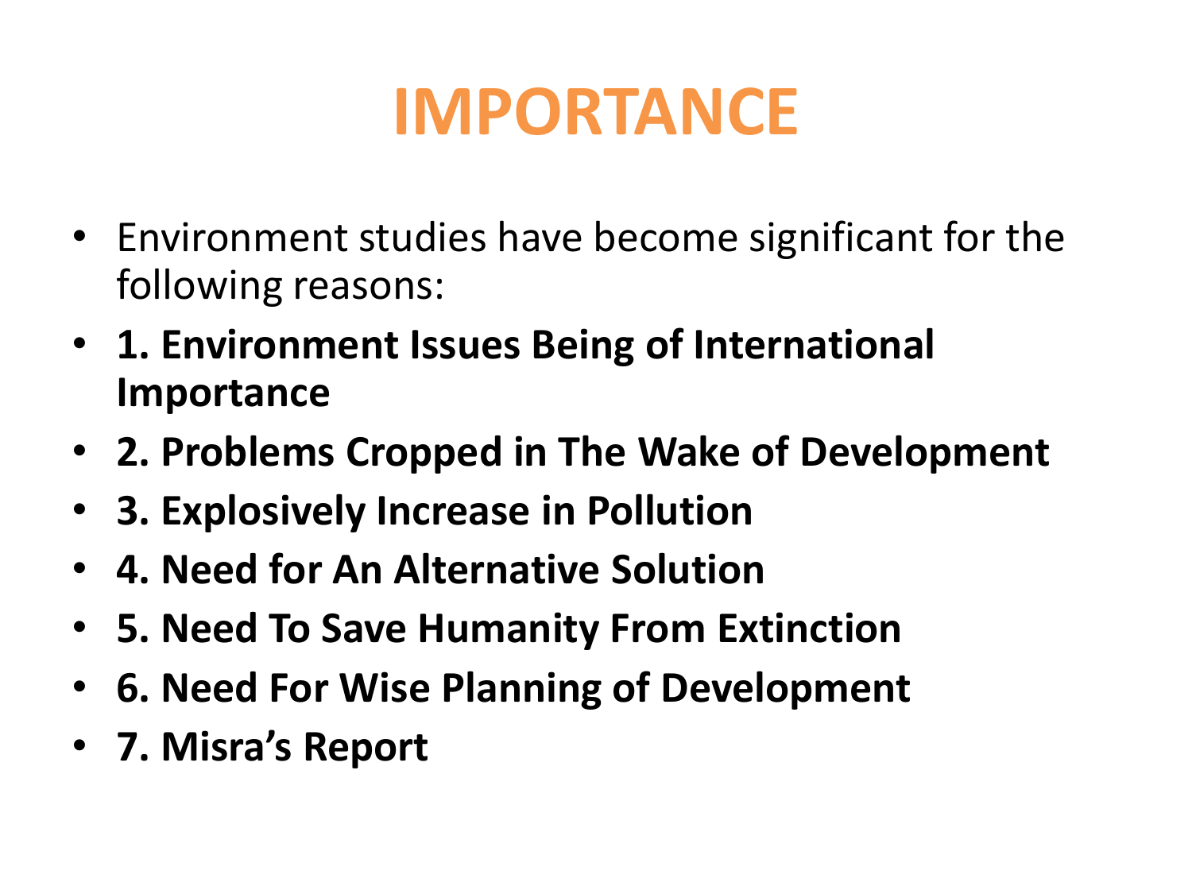# IMPORTANCE

- Environment studies have become significant for the following reasons:
- **1. Environment Issues Being of International Importance**
- **2. Problems Cropped in The Wake of Development**
- **3. Explosively Increase in Pollution**
- **4. Need for An Alternative Solution**
- **5. Need To Save Humanity From Extinction**
- **6. Need For Wise Planning of Development**
- **7. Misra's Report**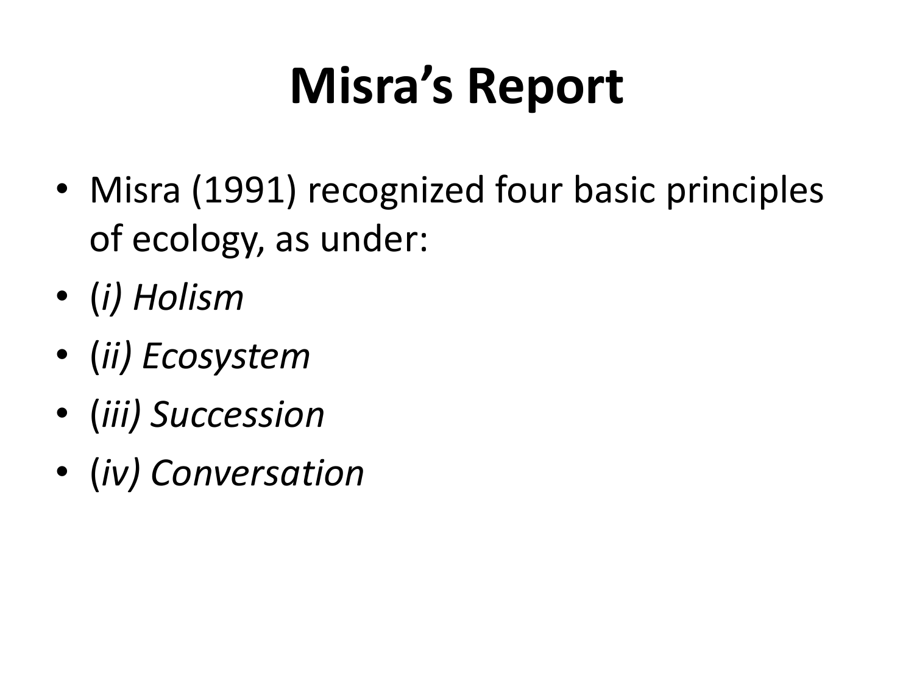# Misra's Report

- Misra (1991) recognized four basic principles of ecology, as under:
- (*i) Holism*
- (*ii) Ecosystem*
- (*iii) Succession*
- (*iv) Conversation*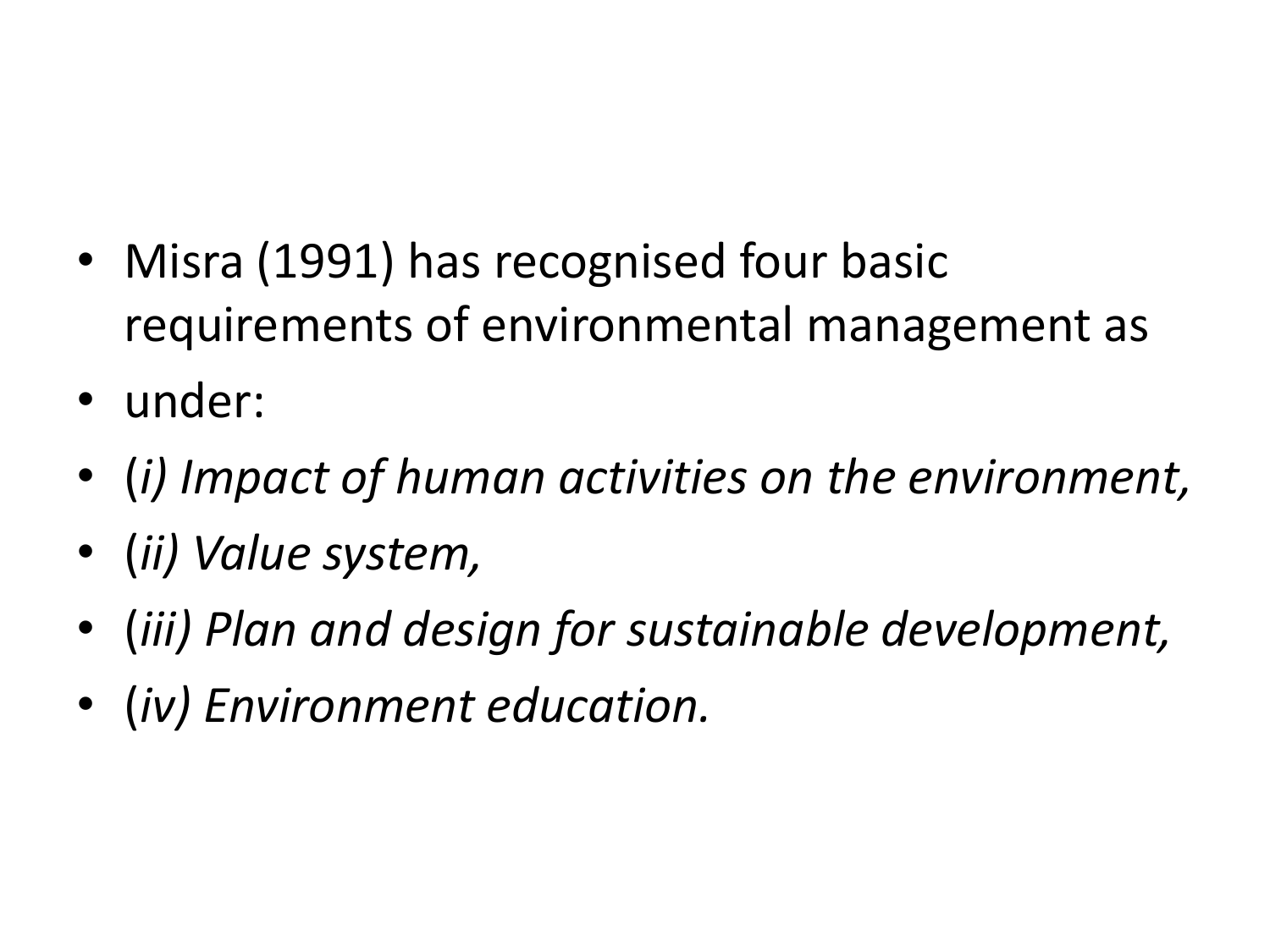- Misra (1991) has recognised four basic requirements of environmental management as
- under:
- (*i) Impact of human activities on the environment,*
- (*ii) Value system,*
- (*iii) Plan and design for sustainable development,*
- (*iv) Environment education.*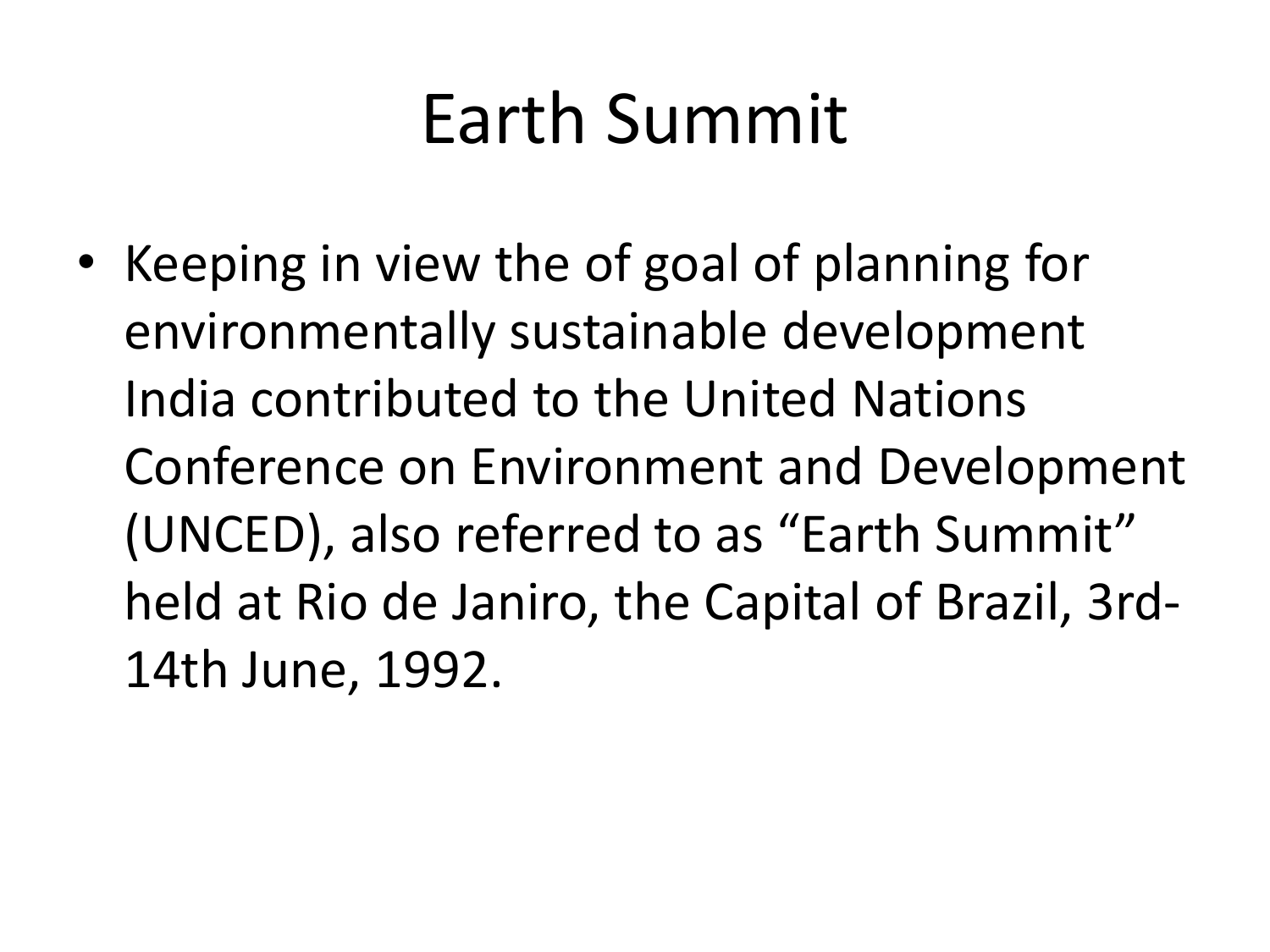# Earth Summit

- Keeping in view the of goal of planning for environmentally sustainable development India contributed to the United Nations Conference on Environment and Development (UNCED), also referred to as "Earth Summit" held at Rio de Janiro, the Capital of Brazil, 3rd-14th June, 1992.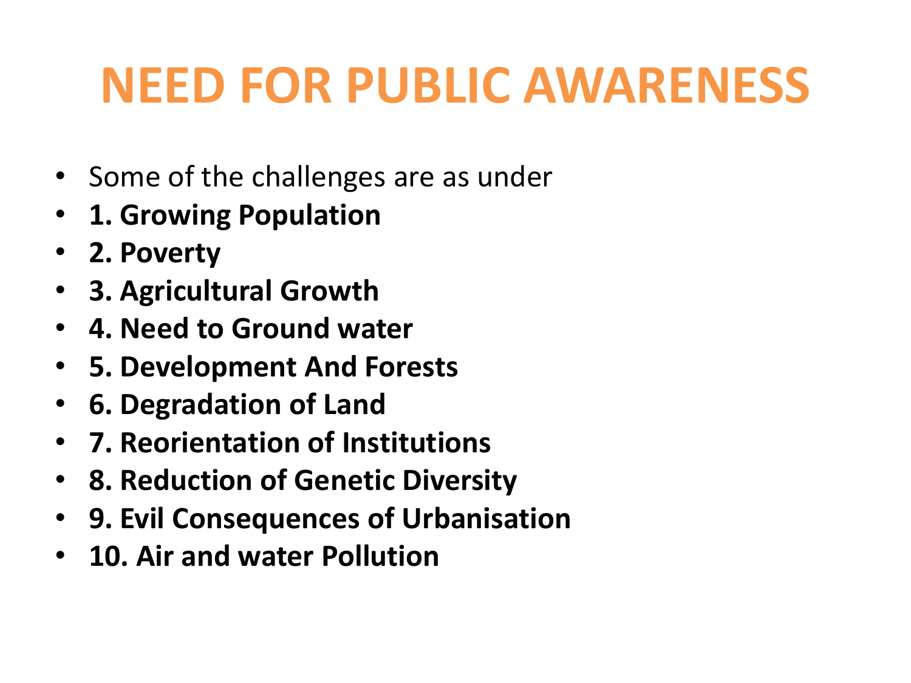# NEED FOR PUBLIC AWARENESS

- Some of the challenges are as under
- **1. Growing Population**
- **2. Poverty**
- **3. Agricultural Growth**
- **4. Need to Ground water**
- **5. Development And Forests**
- **6. Degradation of Land**
- **7. Reorientation of Institutions**
- **8. Reduction of Genetic Diversity**
- **9. Evil Consequences of Urbanisation**
- **10. Air and water Pollution**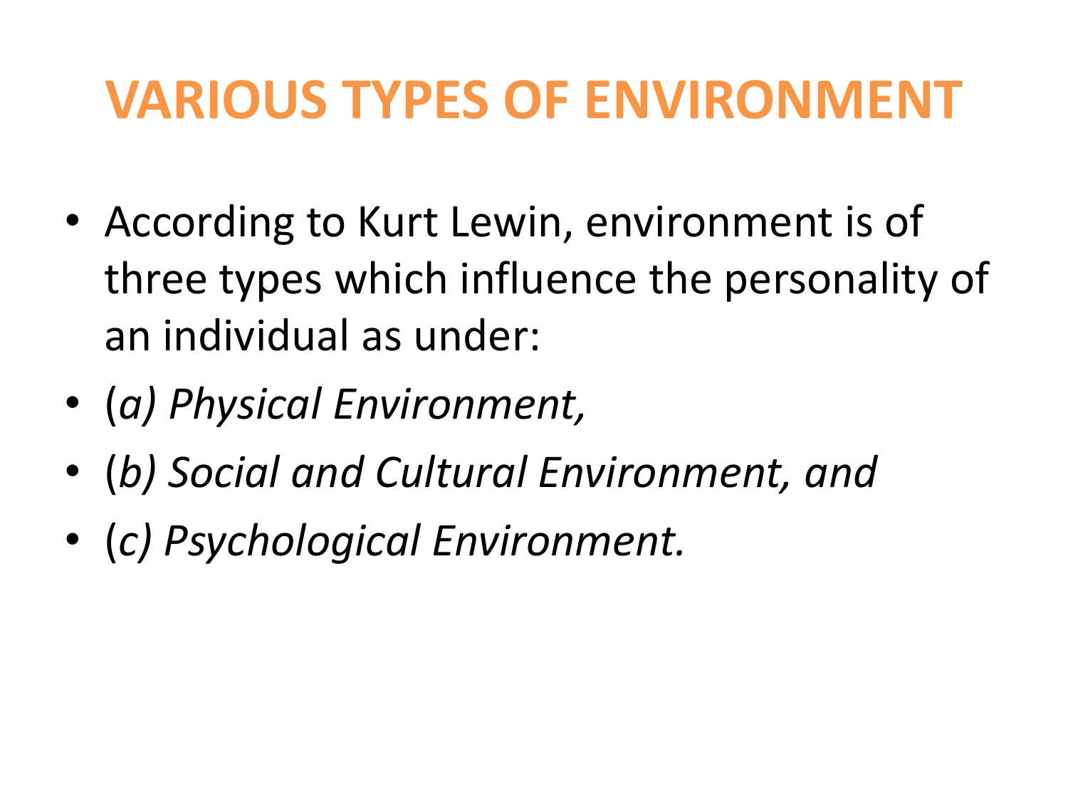# VARIOUS TYPES OF ENVIRONMENT

- According to Kurt Lewin, environment is of three types which influence the personality of an individual as under:
- (*a) Physical Environment,*
- (*b) Social and Cultural Environment, and*
- (*c) Psychological Environment.*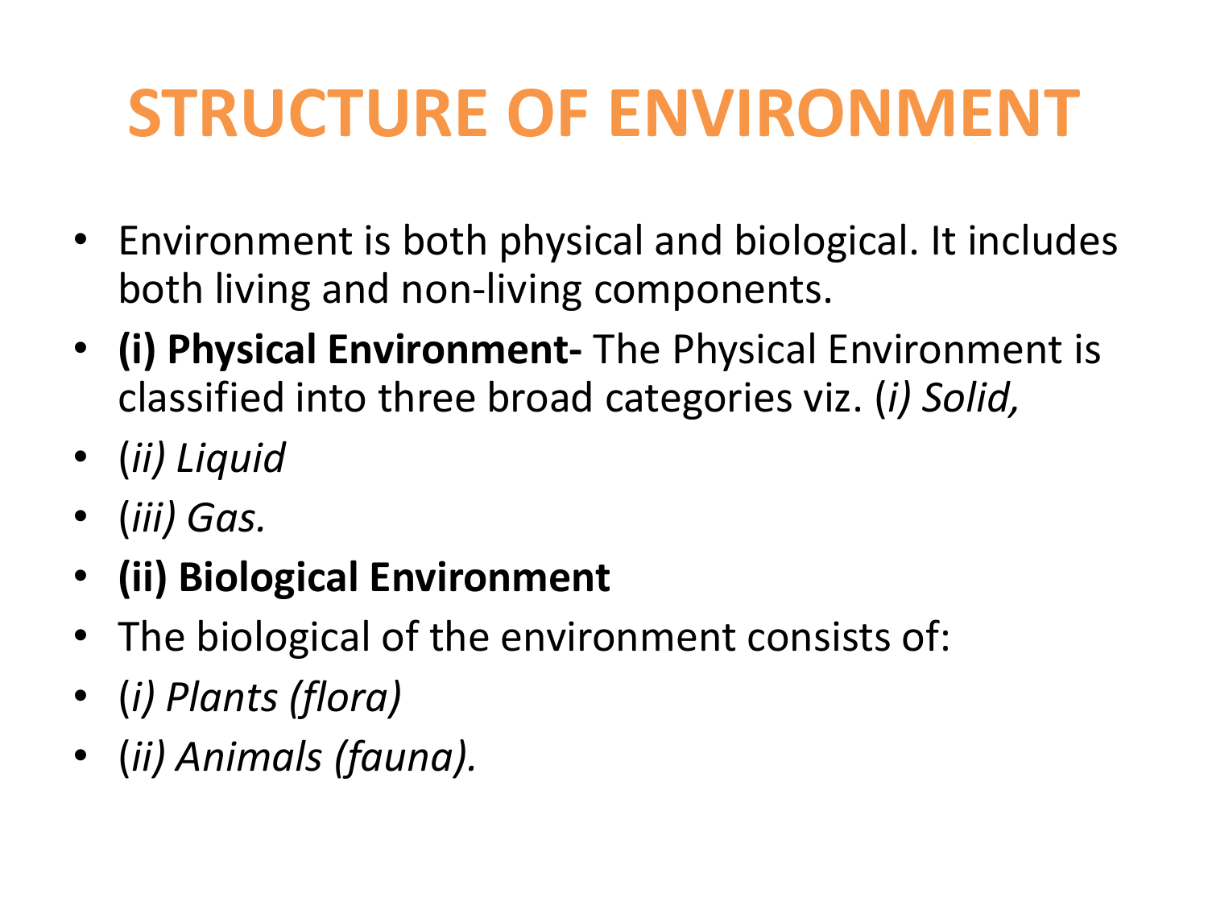# STRUCTURE OF ENVIRONMENT

- Environment is both physical and biological. It includes both living and non-living components.
- **(i) Physical Environment-** The Physical Environment is classified into three broad categories viz. (*i) Solid,*
- (*ii) Liquid*
- (*iii) Gas.*
- **(ii) Biological Environment**
- The biological of the environment consists of:
- (*i) Plants (flora)*
- (*ii) Animals (fauna).*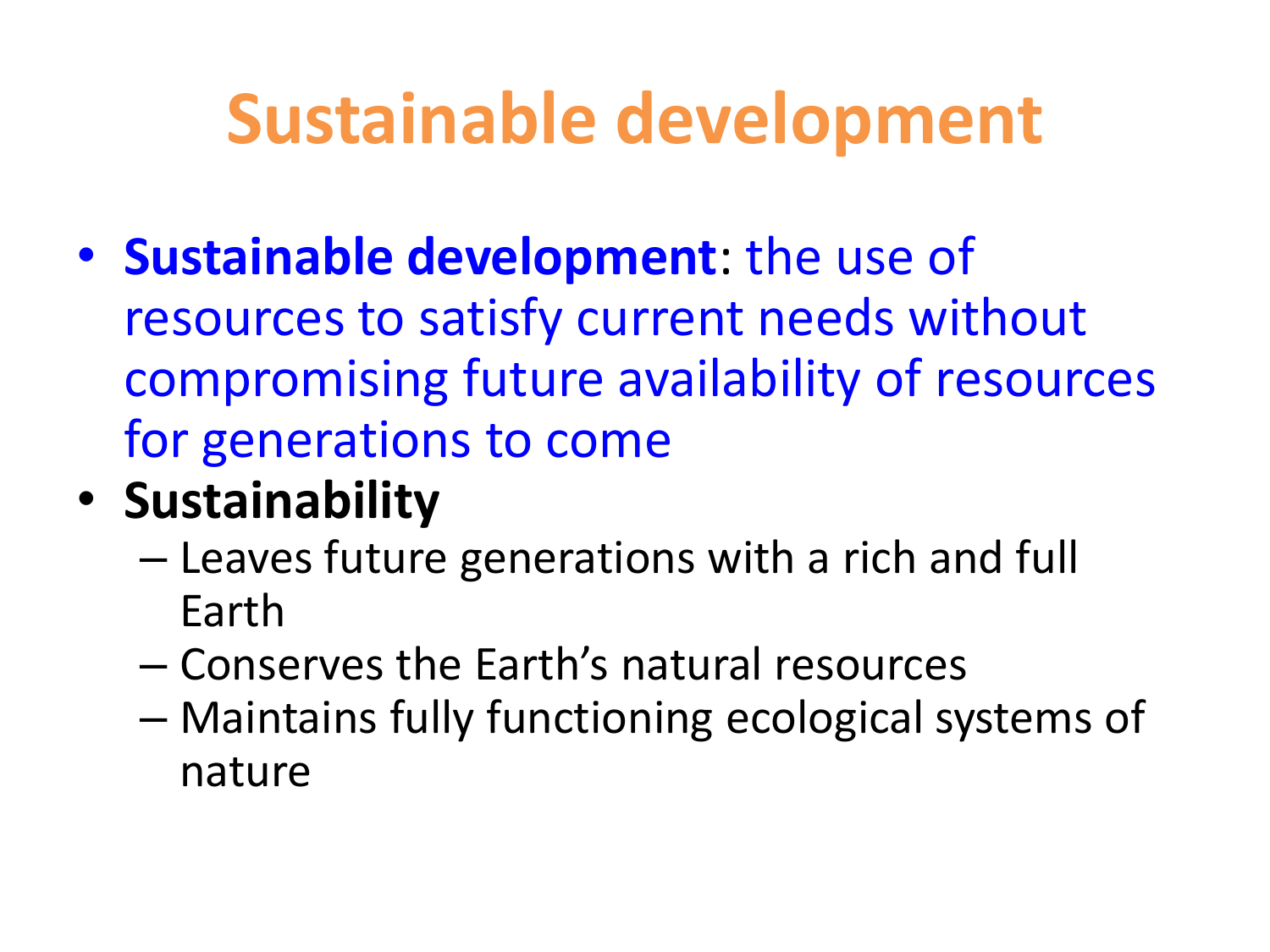# Sustainable development

- **Sustainable development**: the use of resources to satisfy current needs without compromising future availability of resources for generations to come
- **Sustainability**
  - Leaves future generations with a rich and full Earth
  - Conserves the Earth's natural resources
  - Maintains fully functioning ecological systems of nature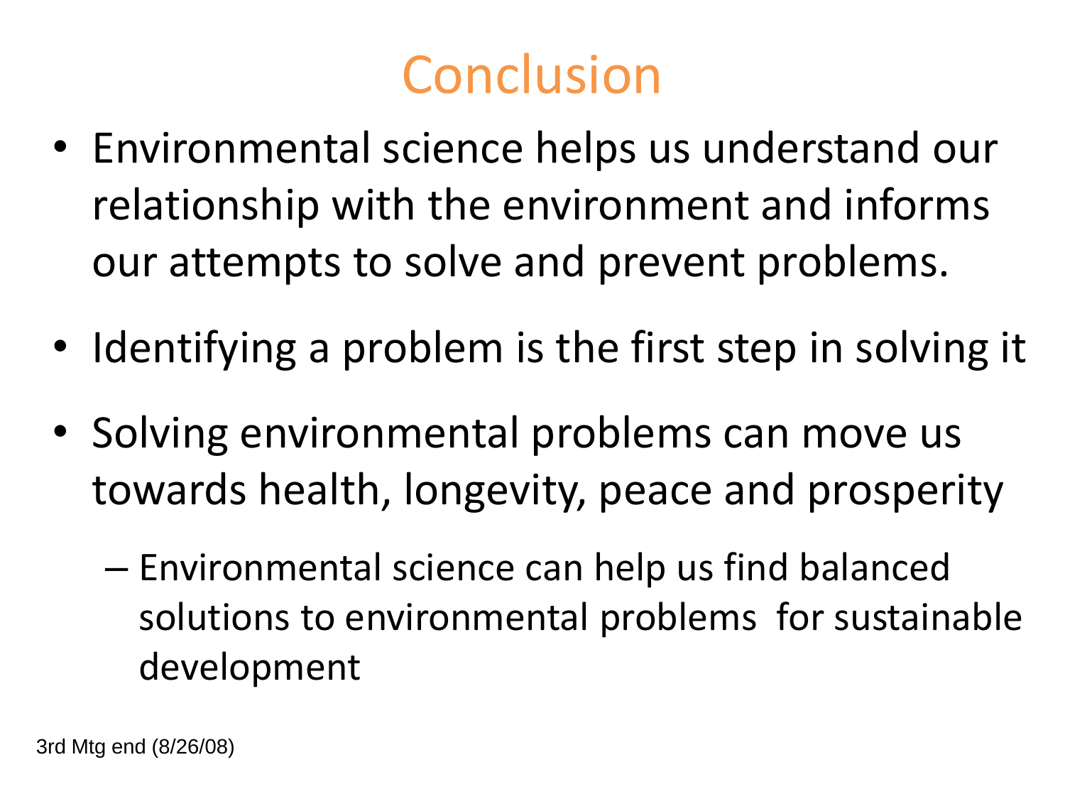# Conclusion

- Environmental science helps us understand our relationship with the environment and informs our attempts to solve and prevent problems.
- Identifying a problem is the first step in solving it
- Solving environmental problems can move us towards health, longevity, peace and prosperity
  - Environmental science can help us find balanced solutions to environmental problems for sustainable development

3rd Mtg end (8/26/08)